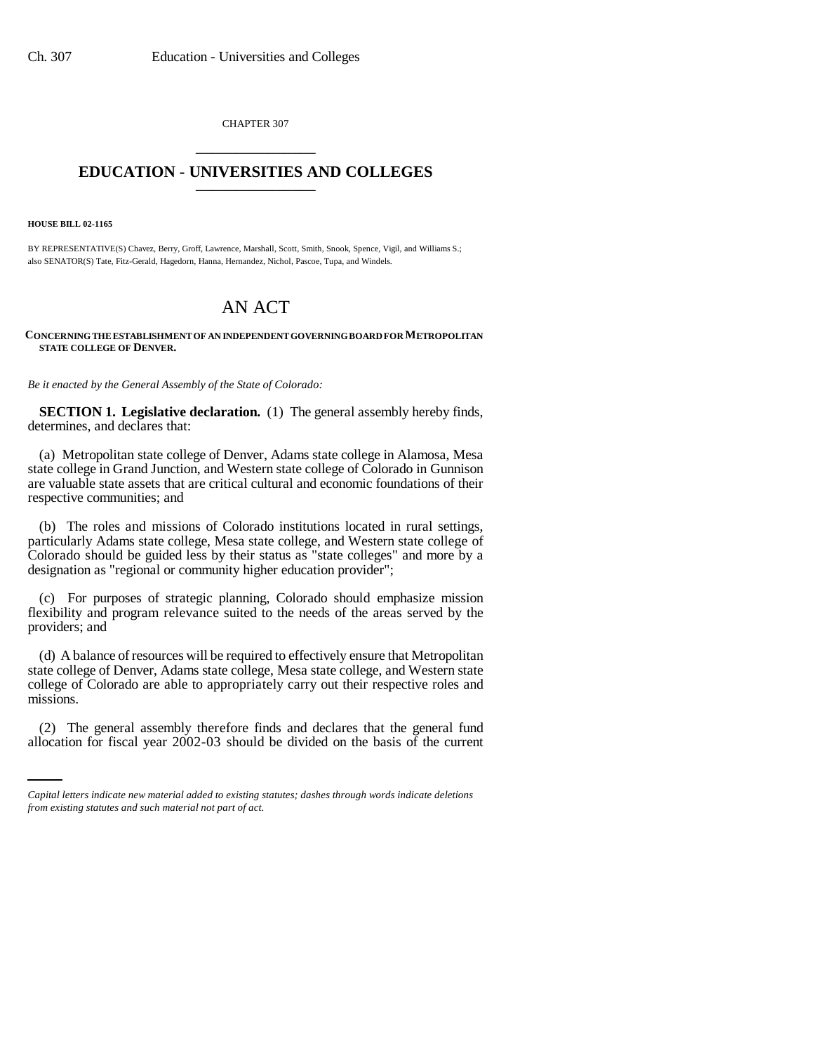CHAPTER 307

# EDUCATION - UNIVERSITIES AND COLLEGES

**HOUSE BILL 02-1165**

BY REPRESENTATIVE(S) Chavez, Berry, Groff, Lawrence, Marshall, Scott, Smith, Snook, Spence, Vigil, and Williams S.; also SENATOR(S) Tate, Fitz-Gerald, Hagedorn, Hanna, Hernandez, Nichol, Pascoe, Tupa, and Windels.

# AN ACT

**CONCERNING THE ESTABLISHMENT OF AN INDEPENDENT GOVERNING BOARD FOR METROPOLITAN STATE COLLEGE OF DENVER.**

*Be it enacted by the General Assembly of the State of Colorado:*

**SECTION 1. Legislative declaration.** (1) The general assembly hereby finds, determines, and declares that:

(a) Metropolitan state college of Denver, Adams state college in Alamosa, Mesa state college in Grand Junction, and Western state college of Colorado in Gunnison are valuable state assets that are critical cultural and economic foundations of their respective communities; and

(b) The roles and missions of Colorado institutions located in rural settings, particularly Adams state college, Mesa state college, and Western state college of Colorado should be guided less by their status as "state colleges" and more by a designation as "regional or community higher education provider";

(c) For purposes of strategic planning, Colorado should emphasize mission flexibility and program relevance suited to the needs of the areas served by the providers; and

(d) A balance of resources will be required to effectively ensure that Metropolitan state college of Denver, Adams state college, Mesa state college, and Western state college of Colorado are able to appropriately carry out their respective roles and missions.

(2) The general assembly therefore finds and declares that the general fund allocation for fiscal year 2002-03 should be divided on the basis of the current

*Capital letters indicate new material added to existing statutes; dashes through words indicate deletions from existing statutes and such material not part of act.*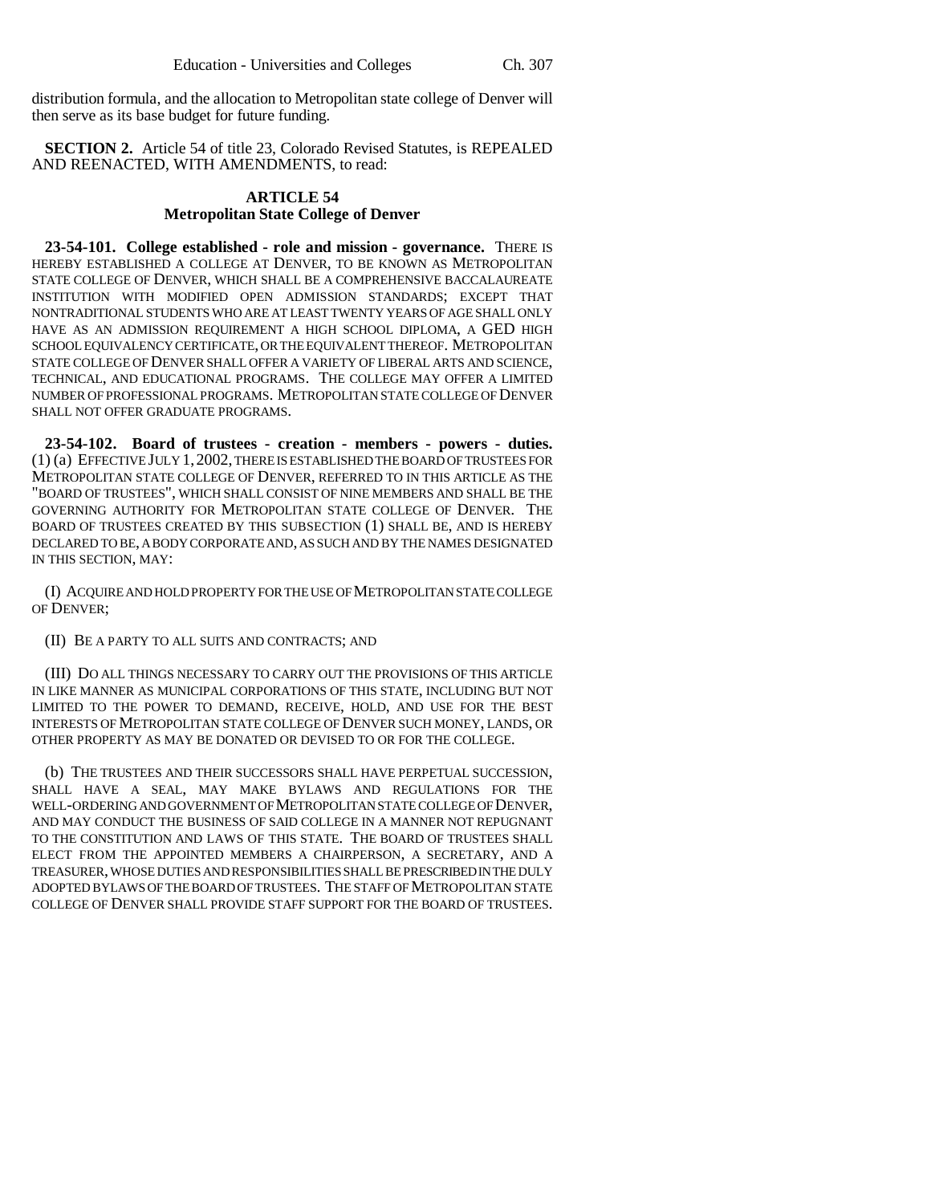distribution formula, and the allocation to Metropolitan state college of Denver will then serve as its base budget for future funding.

**SECTION 2.** Article 54 of title 23, Colorado Revised Statutes, is REPEALED AND REENACTED, WITH AMENDMENTS, to read:

## ARTICLE 54
## Metropolitan State College of Denver

**23-54-101. College established - role and mission - governance.** THERE IS HEREBY ESTABLISHED A COLLEGE AT DENVER, TO BE KNOWN AS METROPOLITAN STATE COLLEGE OF DENVER, WHICH SHALL BE A COMPREHENSIVE BACCALAUREATE INSTITUTION WITH MODIFIED OPEN ADMISSION STANDARDS; EXCEPT THAT NONTRADITIONAL STUDENTS WHO ARE AT LEAST TWENTY YEARS OF AGE SHALL ONLY HAVE AS AN ADMISSION REQUIREMENT A HIGH SCHOOL DIPLOMA, A GED HIGH SCHOOL EQUIVALENCY CERTIFICATE, OR THE EQUIVALENT THEREOF. METROPOLITAN STATE COLLEGE OF DENVER SHALL OFFER A VARIETY OF LIBERAL ARTS AND SCIENCE, TECHNICAL, AND EDUCATIONAL PROGRAMS. THE COLLEGE MAY OFFER A LIMITED NUMBER OF PROFESSIONAL PROGRAMS. METROPOLITAN STATE COLLEGE OF DENVER SHALL NOT OFFER GRADUATE PROGRAMS.

**23-54-102. Board of trustees - creation - members - powers - duties.** (1) (a) EFFECTIVE JULY 1, 2002, THERE IS ESTABLISHED THE BOARD OF TRUSTEES FOR METROPOLITAN STATE COLLEGE OF DENVER, REFERRED TO IN THIS ARTICLE AS THE "BOARD OF TRUSTEES", WHICH SHALL CONSIST OF NINE MEMBERS AND SHALL BE THE GOVERNING AUTHORITY FOR METROPOLITAN STATE COLLEGE OF DENVER. THE BOARD OF TRUSTEES CREATED BY THIS SUBSECTION (1) SHALL BE, AND IS HEREBY DECLARED TO BE, A BODY CORPORATE AND, AS SUCH AND BY THE NAMES DESIGNATED IN THIS SECTION, MAY:

(I) ACQUIRE AND HOLD PROPERTY FOR THE USE OF METROPOLITAN STATE COLLEGE OF DENVER;

(II) BE A PARTY TO ALL SUITS AND CONTRACTS; AND

(III) DO ALL THINGS NECESSARY TO CARRY OUT THE PROVISIONS OF THIS ARTICLE IN LIKE MANNER AS MUNICIPAL CORPORATIONS OF THIS STATE, INCLUDING BUT NOT LIMITED TO THE POWER TO DEMAND, RECEIVE, HOLD, AND USE FOR THE BEST INTERESTS OF METROPOLITAN STATE COLLEGE OF DENVER SUCH MONEY, LANDS, OR OTHER PROPERTY AS MAY BE DONATED OR DEVISED TO OR FOR THE COLLEGE.

(b) THE TRUSTEES AND THEIR SUCCESSORS SHALL HAVE PERPETUAL SUCCESSION, SHALL HAVE A SEAL, MAY MAKE BYLAWS AND REGULATIONS FOR THE WELL-ORDERING AND GOVERNMENT OF METROPOLITAN STATE COLLEGE OF DENVER, AND MAY CONDUCT THE BUSINESS OF SAID COLLEGE IN A MANNER NOT REPUGNANT TO THE CONSTITUTION AND LAWS OF THIS STATE. THE BOARD OF TRUSTEES SHALL ELECT FROM THE APPOINTED MEMBERS A CHAIRPERSON, A SECRETARY, AND A TREASURER, WHOSE DUTIES AND RESPONSIBILITIES SHALL BE PRESCRIBED IN THE DULY ADOPTED BYLAWS OF THE BOARD OF TRUSTEES. THE STAFF OF METROPOLITAN STATE COLLEGE OF DENVER SHALL PROVIDE STAFF SUPPORT FOR THE BOARD OF TRUSTEES.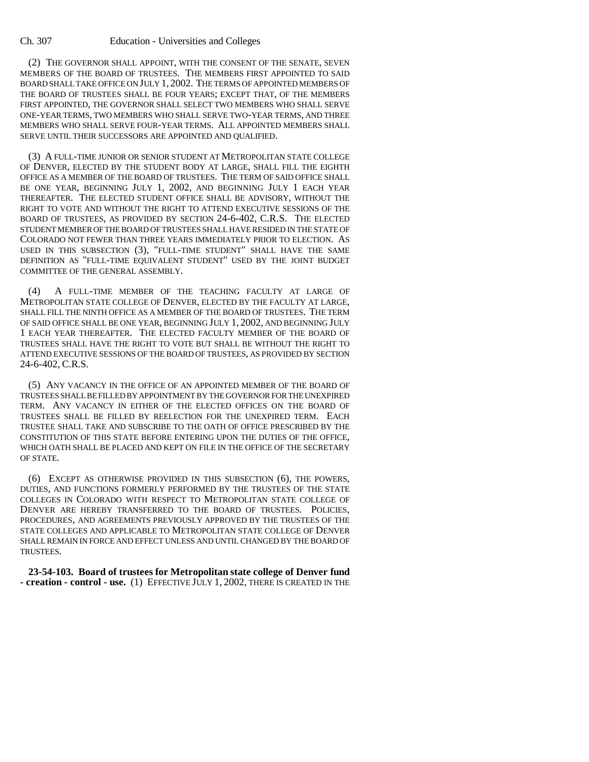(2) THE GOVERNOR SHALL APPOINT, WITH THE CONSENT OF THE SENATE, SEVEN MEMBERS OF THE BOARD OF TRUSTEES. THE MEMBERS FIRST APPOINTED TO SAID BOARD SHALL TAKE OFFICE ON JULY 1, 2002. THE TERMS OF APPOINTED MEMBERS OF THE BOARD OF TRUSTEES SHALL BE FOUR YEARS; EXCEPT THAT, OF THE MEMBERS FIRST APPOINTED, THE GOVERNOR SHALL SELECT TWO MEMBERS WHO SHALL SERVE ONE-YEAR TERMS, TWO MEMBERS WHO SHALL SERVE TWO-YEAR TERMS, AND THREE MEMBERS WHO SHALL SERVE FOUR-YEAR TERMS. ALL APPOINTED MEMBERS SHALL SERVE UNTIL THEIR SUCCESSORS ARE APPOINTED AND QUALIFIED.

(3) A FULL-TIME JUNIOR OR SENIOR STUDENT AT METROPOLITAN STATE COLLEGE OF DENVER, ELECTED BY THE STUDENT BODY AT LARGE, SHALL FILL THE EIGHTH OFFICE AS A MEMBER OF THE BOARD OF TRUSTEES. THE TERM OF SAID OFFICE SHALL BE ONE YEAR, BEGINNING JULY 1, 2002, AND BEGINNING JULY 1 EACH YEAR THEREAFTER. THE ELECTED STUDENT OFFICE SHALL BE ADVISORY, WITHOUT THE RIGHT TO VOTE AND WITHOUT THE RIGHT TO ATTEND EXECUTIVE SESSIONS OF THE BOARD OF TRUSTEES, AS PROVIDED BY SECTION 24-6-402, C.R.S. THE ELECTED STUDENT MEMBER OF THE BOARD OF TRUSTEES SHALL HAVE RESIDED IN THE STATE OF COLORADO NOT FEWER THAN THREE YEARS IMMEDIATELY PRIOR TO ELECTION. AS USED IN THIS SUBSECTION (3), "FULL-TIME STUDENT" SHALL HAVE THE SAME DEFINITION AS "FULL-TIME EQUIVALENT STUDENT" USED BY THE JOINT BUDGET COMMITTEE OF THE GENERAL ASSEMBLY.

(4) A FULL-TIME MEMBER OF THE TEACHING FACULTY AT LARGE OF METROPOLITAN STATE COLLEGE OF DENVER, ELECTED BY THE FACULTY AT LARGE, SHALL FILL THE NINTH OFFICE AS A MEMBER OF THE BOARD OF TRUSTEES. THE TERM OF SAID OFFICE SHALL BE ONE YEAR, BEGINNING JULY 1, 2002, AND BEGINNING JULY 1 EACH YEAR THEREAFTER. THE ELECTED FACULTY MEMBER OF THE BOARD OF TRUSTEES SHALL HAVE THE RIGHT TO VOTE BUT SHALL BE WITHOUT THE RIGHT TO ATTEND EXECUTIVE SESSIONS OF THE BOARD OF TRUSTEES, AS PROVIDED BY SECTION 24-6-402, C.R.S.

(5) ANY VACANCY IN THE OFFICE OF AN APPOINTED MEMBER OF THE BOARD OF TRUSTEES SHALL BE FILLED BY APPOINTMENT BY THE GOVERNOR FOR THE UNEXPIRED TERM. ANY VACANCY IN EITHER OF THE ELECTED OFFICES ON THE BOARD OF TRUSTEES SHALL BE FILLED BY REELECTION FOR THE UNEXPIRED TERM. EACH TRUSTEE SHALL TAKE AND SUBSCRIBE TO THE OATH OF OFFICE PRESCRIBED BY THE CONSTITUTION OF THIS STATE BEFORE ENTERING UPON THE DUTIES OF THE OFFICE, WHICH OATH SHALL BE PLACED AND KEPT ON FILE IN THE OFFICE OF THE SECRETARY OF STATE.

(6) EXCEPT AS OTHERWISE PROVIDED IN THIS SUBSECTION (6), THE POWERS, DUTIES, AND FUNCTIONS FORMERLY PERFORMED BY THE TRUSTEES OF THE STATE COLLEGES IN COLORADO WITH RESPECT TO METROPOLITAN STATE COLLEGE OF DENVER ARE HEREBY TRANSFERRED TO THE BOARD OF TRUSTEES. POLICIES, PROCEDURES, AND AGREEMENTS PREVIOUSLY APPROVED BY THE TRUSTEES OF THE STATE COLLEGES AND APPLICABLE TO METROPOLITAN STATE COLLEGE OF DENVER SHALL REMAIN IN FORCE AND EFFECT UNLESS AND UNTIL CHANGED BY THE BOARD OF TRUSTEES.

**23-54-103. Board of trustees for Metropolitan state college of Denver fund - creation - control - use.** (1) EFFECTIVE JULY 1, 2002, THERE IS CREATED IN THE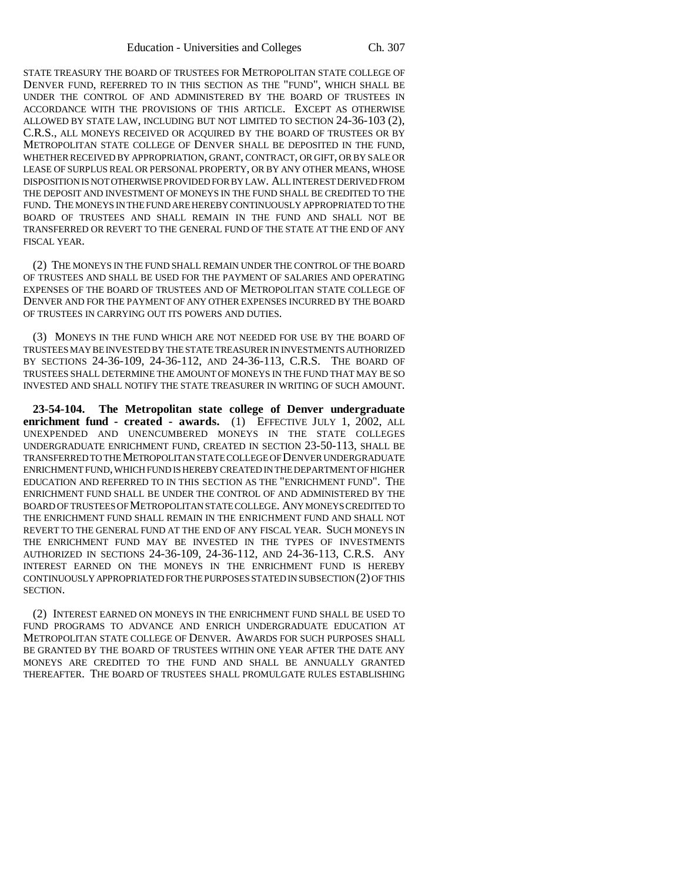STATE TREASURY THE BOARD OF TRUSTEES FOR METROPOLITAN STATE COLLEGE OF DENVER FUND, REFERRED TO IN THIS SECTION AS THE "FUND", WHICH SHALL BE UNDER THE CONTROL OF AND ADMINISTERED BY THE BOARD OF TRUSTEES IN ACCORDANCE WITH THE PROVISIONS OF THIS ARTICLE. EXCEPT AS OTHERWISE ALLOWED BY STATE LAW, INCLUDING BUT NOT LIMITED TO SECTION 24-36-103 (2), C.R.S., ALL MONEYS RECEIVED OR ACQUIRED BY THE BOARD OF TRUSTEES OR BY METROPOLITAN STATE COLLEGE OF DENVER SHALL BE DEPOSITED IN THE FUND, WHETHER RECEIVED BY APPROPRIATION, GRANT, CONTRACT, OR GIFT, OR BY SALE OR LEASE OF SURPLUS REAL OR PERSONAL PROPERTY, OR BY ANY OTHER MEANS, WHOSE DISPOSITION IS NOT OTHERWISE PROVIDED FOR BY LAW. ALL INTEREST DERIVED FROM THE DEPOSIT AND INVESTMENT OF MONEYS IN THE FUND SHALL BE CREDITED TO THE FUND. THE MONEYS IN THE FUND ARE HEREBY CONTINUOUSLY APPROPRIATED TO THE BOARD OF TRUSTEES AND SHALL REMAIN IN THE FUND AND SHALL NOT BE TRANSFERRED OR REVERT TO THE GENERAL FUND OF THE STATE AT THE END OF ANY FISCAL YEAR.

(2) THE MONEYS IN THE FUND SHALL REMAIN UNDER THE CONTROL OF THE BOARD OF TRUSTEES AND SHALL BE USED FOR THE PAYMENT OF SALARIES AND OPERATING EXPENSES OF THE BOARD OF TRUSTEES AND OF METROPOLITAN STATE COLLEGE OF DENVER AND FOR THE PAYMENT OF ANY OTHER EXPENSES INCURRED BY THE BOARD OF TRUSTEES IN CARRYING OUT ITS POWERS AND DUTIES.

(3) MONEYS IN THE FUND WHICH ARE NOT NEEDED FOR USE BY THE BOARD OF TRUSTEES MAY BE INVESTED BY THE STATE TREASURER IN INVESTMENTS AUTHORIZED BY SECTIONS 24-36-109, 24-36-112, AND 24-36-113, C.R.S. THE BOARD OF TRUSTEES SHALL DETERMINE THE AMOUNT OF MONEYS IN THE FUND THAT MAY BE SO INVESTED AND SHALL NOTIFY THE STATE TREASURER IN WRITING OF SUCH AMOUNT.

**23-54-104. The Metropolitan state college of Denver undergraduate enrichment fund - created - awards.** (1) EFFECTIVE JULY 1, 2002, ALL UNEXPENDED AND UNENCUMBERED MONEYS IN THE STATE COLLEGES UNDERGRADUATE ENRICHMENT FUND, CREATED IN SECTION 23-50-113, SHALL BE TRANSFERRED TO THE METROPOLITAN STATE COLLEGE OF DENVER UNDERGRADUATE ENRICHMENT FUND, WHICH FUND IS HEREBY CREATED IN THE DEPARTMENT OF HIGHER EDUCATION AND REFERRED TO IN THIS SECTION AS THE "ENRICHMENT FUND". THE ENRICHMENT FUND SHALL BE UNDER THE CONTROL OF AND ADMINISTERED BY THE BOARD OF TRUSTEES OF METROPOLITAN STATE COLLEGE. ANY MONEYS CREDITED TO THE ENRICHMENT FUND SHALL REMAIN IN THE ENRICHMENT FUND AND SHALL NOT REVERT TO THE GENERAL FUND AT THE END OF ANY FISCAL YEAR. SUCH MONEYS IN THE ENRICHMENT FUND MAY BE INVESTED IN THE TYPES OF INVESTMENTS AUTHORIZED IN SECTIONS 24-36-109, 24-36-112, AND 24-36-113, C.R.S. ANY INTEREST EARNED ON THE MONEYS IN THE ENRICHMENT FUND IS HEREBY CONTINUOUSLY APPROPRIATED FOR THE PURPOSES STATED IN SUBSECTION (2) OF THIS SECTION.

(2) INTEREST EARNED ON MONEYS IN THE ENRICHMENT FUND SHALL BE USED TO FUND PROGRAMS TO ADVANCE AND ENRICH UNDERGRADUATE EDUCATION AT METROPOLITAN STATE COLLEGE OF DENVER. AWARDS FOR SUCH PURPOSES SHALL BE GRANTED BY THE BOARD OF TRUSTEES WITHIN ONE YEAR AFTER THE DATE ANY MONEYS ARE CREDITED TO THE FUND AND SHALL BE ANNUALLY GRANTED THEREAFTER. THE BOARD OF TRUSTEES SHALL PROMULGATE RULES ESTABLISHING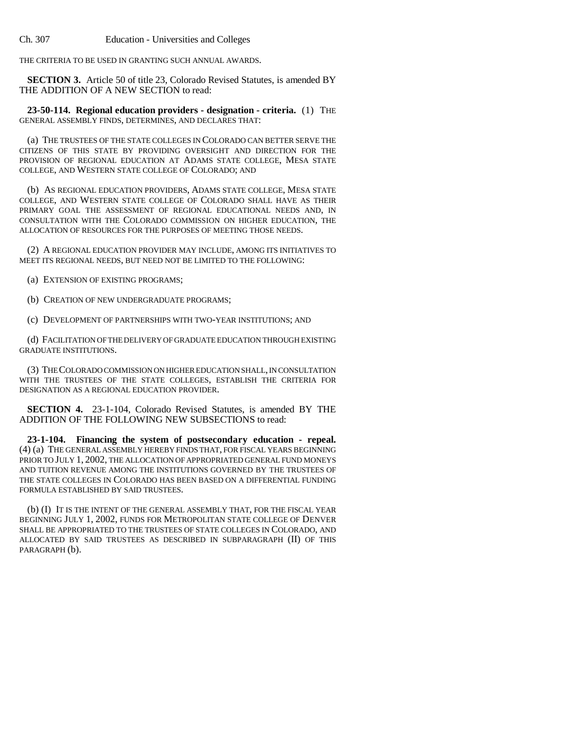THE CRITERIA TO BE USED IN GRANTING SUCH ANNUAL AWARDS.

**SECTION 3.** Article 50 of title 23, Colorado Revised Statutes, is amended BY THE ADDITION OF A NEW SECTION to read:

**23-50-114. Regional education providers - designation - criteria.** (1) THE GENERAL ASSEMBLY FINDS, DETERMINES, AND DECLARES THAT:

(a) THE TRUSTEES OF THE STATE COLLEGES IN COLORADO CAN BETTER SERVE THE CITIZENS OF THIS STATE BY PROVIDING OVERSIGHT AND DIRECTION FOR THE PROVISION OF REGIONAL EDUCATION AT ADAMS STATE COLLEGE, MESA STATE COLLEGE, AND WESTERN STATE COLLEGE OF COLORADO; AND

(b) AS REGIONAL EDUCATION PROVIDERS, ADAMS STATE COLLEGE, MESA STATE COLLEGE, AND WESTERN STATE COLLEGE OF COLORADO SHALL HAVE AS THEIR PRIMARY GOAL THE ASSESSMENT OF REGIONAL EDUCATIONAL NEEDS AND, IN CONSULTATION WITH THE COLORADO COMMISSION ON HIGHER EDUCATION, THE ALLOCATION OF RESOURCES FOR THE PURPOSES OF MEETING THOSE NEEDS.

(2) A REGIONAL EDUCATION PROVIDER MAY INCLUDE, AMONG ITS INITIATIVES TO MEET ITS REGIONAL NEEDS, BUT NEED NOT BE LIMITED TO THE FOLLOWING:

(a) EXTENSION OF EXISTING PROGRAMS;

(b) CREATION OF NEW UNDERGRADUATE PROGRAMS;

(c) DEVELOPMENT OF PARTNERSHIPS WITH TWO-YEAR INSTITUTIONS; AND

(d) FACILITATION OF THE DELIVERY OF GRADUATE EDUCATION THROUGH EXISTING GRADUATE INSTITUTIONS.

(3) THE COLORADO COMMISSION ON HIGHER EDUCATION SHALL, IN CONSULTATION WITH THE TRUSTEES OF THE STATE COLLEGES, ESTABLISH THE CRITERIA FOR DESIGNATION AS A REGIONAL EDUCATION PROVIDER.

**SECTION 4.** 23-1-104, Colorado Revised Statutes, is amended BY THE ADDITION OF THE FOLLOWING NEW SUBSECTIONS to read:

**23-1-104. Financing the system of postsecondary education - repeal.** (4) (a) THE GENERAL ASSEMBLY HEREBY FINDS THAT, FOR FISCAL YEARS BEGINNING PRIOR TO JULY 1, 2002, THE ALLOCATION OF APPROPRIATED GENERAL FUND MONEYS AND TUITION REVENUE AMONG THE INSTITUTIONS GOVERNED BY THE TRUSTEES OF THE STATE COLLEGES IN COLORADO HAS BEEN BASED ON A DIFFERENTIAL FUNDING FORMULA ESTABLISHED BY SAID TRUSTEES.

(b) (I) IT IS THE INTENT OF THE GENERAL ASSEMBLY THAT, FOR THE FISCAL YEAR BEGINNING JULY 1, 2002, FUNDS FOR METROPOLITAN STATE COLLEGE OF DENVER SHALL BE APPROPRIATED TO THE TRUSTEES OF STATE COLLEGES IN COLORADO, AND ALLOCATED BY SAID TRUSTEES AS DESCRIBED IN SUBPARAGRAPH (II) OF THIS PARAGRAPH (b).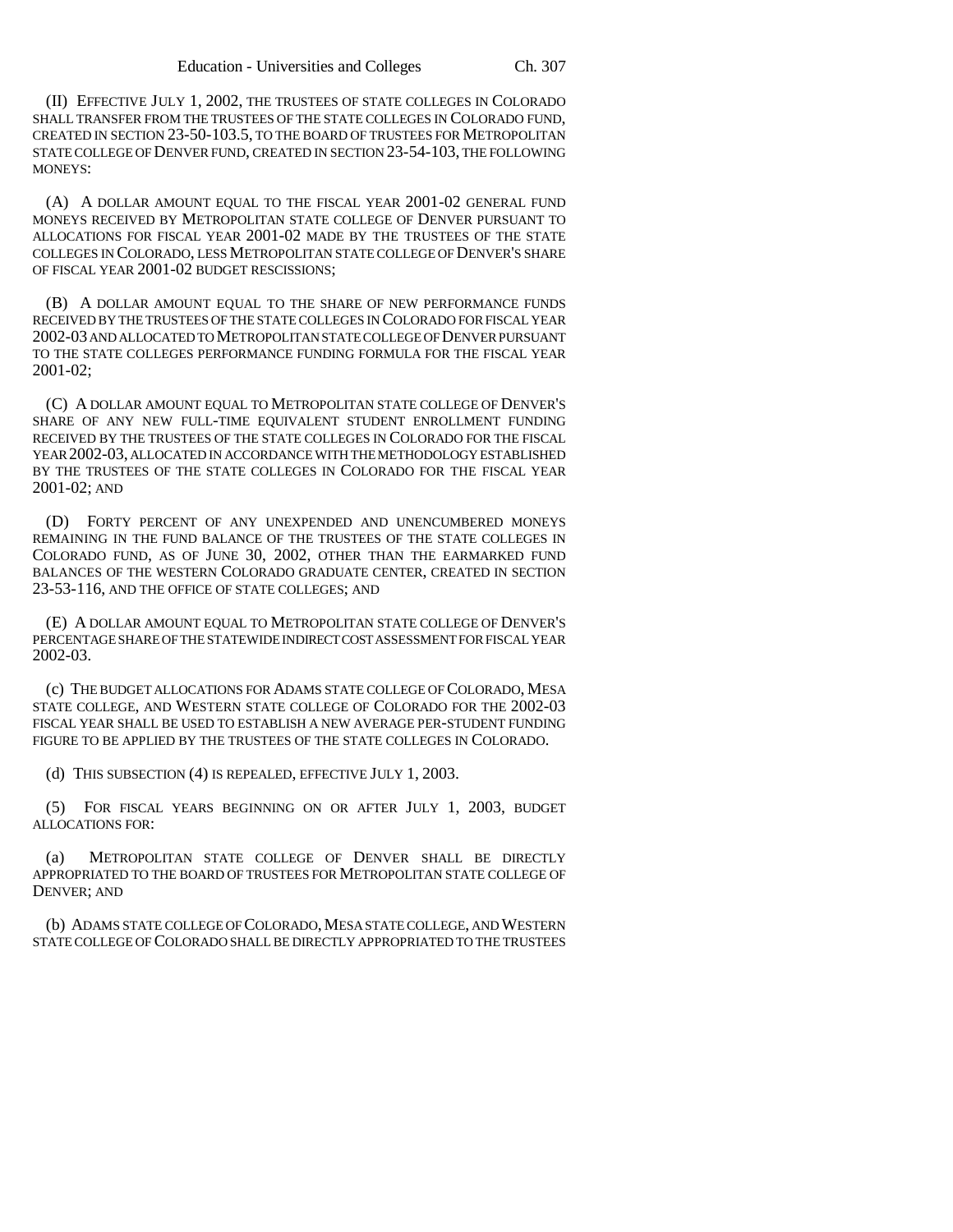(II) EFFECTIVE JULY 1, 2002, THE TRUSTEES OF STATE COLLEGES IN COLORADO SHALL TRANSFER FROM THE TRUSTEES OF THE STATE COLLEGES IN COLORADO FUND, CREATED IN SECTION 23-50-103.5, TO THE BOARD OF TRUSTEES FOR METROPOLITAN STATE COLLEGE OF DENVER FUND, CREATED IN SECTION 23-54-103, THE FOLLOWING MONEYS:

(A) A DOLLAR AMOUNT EQUAL TO THE FISCAL YEAR 2001-02 GENERAL FUND MONEYS RECEIVED BY METROPOLITAN STATE COLLEGE OF DENVER PURSUANT TO ALLOCATIONS FOR FISCAL YEAR 2001-02 MADE BY THE TRUSTEES OF THE STATE COLLEGES IN COLORADO, LESS METROPOLITAN STATE COLLEGE OF DENVER'S SHARE OF FISCAL YEAR 2001-02 BUDGET RESCISSIONS;

(B) A DOLLAR AMOUNT EQUAL TO THE SHARE OF NEW PERFORMANCE FUNDS RECEIVED BY THE TRUSTEES OF THE STATE COLLEGES IN COLORADO FOR FISCAL YEAR 2002-03 AND ALLOCATED TO METROPOLITAN STATE COLLEGE OF DENVER PURSUANT TO THE STATE COLLEGES PERFORMANCE FUNDING FORMULA FOR THE FISCAL YEAR 2001-02;

(C) A DOLLAR AMOUNT EQUAL TO METROPOLITAN STATE COLLEGE OF DENVER'S SHARE OF ANY NEW FULL-TIME EQUIVALENT STUDENT ENROLLMENT FUNDING RECEIVED BY THE TRUSTEES OF THE STATE COLLEGES IN COLORADO FOR THE FISCAL YEAR 2002-03, ALLOCATED IN ACCORDANCE WITH THE METHODOLOGY ESTABLISHED BY THE TRUSTEES OF THE STATE COLLEGES IN COLORADO FOR THE FISCAL YEAR 2001-02; AND

(D) FORTY PERCENT OF ANY UNEXPENDED AND UNENCUMBERED MONEYS REMAINING IN THE FUND BALANCE OF THE TRUSTEES OF THE STATE COLLEGES IN COLORADO FUND, AS OF JUNE 30, 2002, OTHER THAN THE EARMARKED FUND BALANCES OF THE WESTERN COLORADO GRADUATE CENTER, CREATED IN SECTION 23-53-116, AND THE OFFICE OF STATE COLLEGES; AND

(E) A DOLLAR AMOUNT EQUAL TO METROPOLITAN STATE COLLEGE OF DENVER'S PERCENTAGE SHARE OF THE STATEWIDE INDIRECT COST ASSESSMENT FOR FISCAL YEAR 2002-03.

(c) THE BUDGET ALLOCATIONS FOR ADAMS STATE COLLEGE OF COLORADO, MESA STATE COLLEGE, AND WESTERN STATE COLLEGE OF COLORADO FOR THE 2002-03 FISCAL YEAR SHALL BE USED TO ESTABLISH A NEW AVERAGE PER-STUDENT FUNDING FIGURE TO BE APPLIED BY THE TRUSTEES OF THE STATE COLLEGES IN COLORADO.

(d) THIS SUBSECTION (4) IS REPEALED, EFFECTIVE JULY 1, 2003.

(5) FOR FISCAL YEARS BEGINNING ON OR AFTER JULY 1, 2003, BUDGET ALLOCATIONS FOR:

(a) METROPOLITAN STATE COLLEGE OF DENVER SHALL BE DIRECTLY APPROPRIATED TO THE BOARD OF TRUSTEES FOR METROPOLITAN STATE COLLEGE OF DENVER; AND

(b) ADAMS STATE COLLEGE OF COLORADO, MESA STATE COLLEGE, AND WESTERN STATE COLLEGE OF COLORADO SHALL BE DIRECTLY APPROPRIATED TO THE TRUSTEES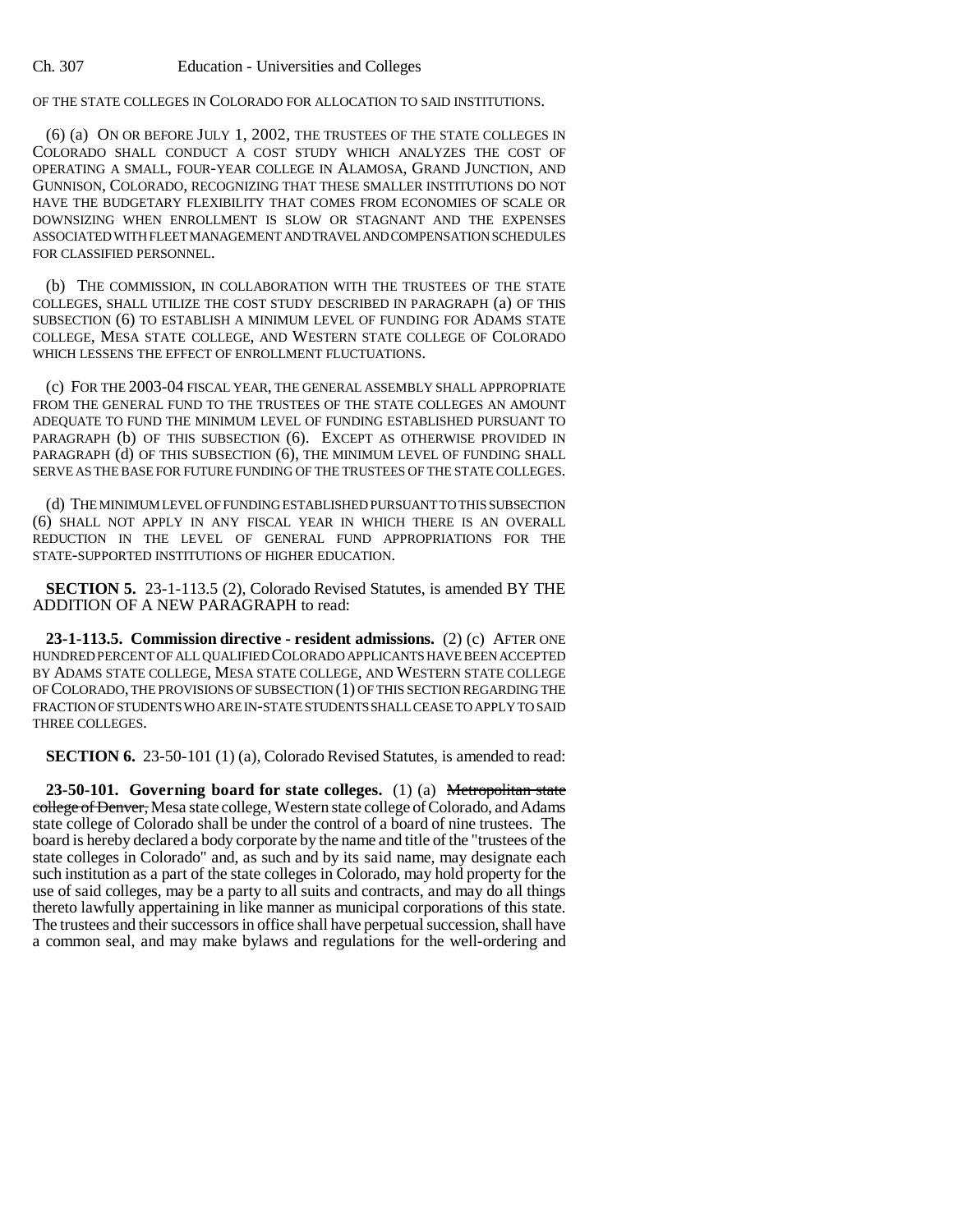OF THE STATE COLLEGES IN COLORADO FOR ALLOCATION TO SAID INSTITUTIONS.

(6) (a) ON OR BEFORE JULY 1, 2002, THE TRUSTEES OF THE STATE COLLEGES IN COLORADO SHALL CONDUCT A COST STUDY WHICH ANALYZES THE COST OF OPERATING A SMALL, FOUR-YEAR COLLEGE IN ALAMOSA, GRAND JUNCTION, AND GUNNISON, COLORADO, RECOGNIZING THAT THESE SMALLER INSTITUTIONS DO NOT HAVE THE BUDGETARY FLEXIBILITY THAT COMES FROM ECONOMIES OF SCALE OR DOWNSIZING WHEN ENROLLMENT IS SLOW OR STAGNANT AND THE EXPENSES ASSOCIATED WITH FLEET MANAGEMENT AND TRAVEL AND COMPENSATION SCHEDULES FOR CLASSIFIED PERSONNEL.

(b) THE COMMISSION, IN COLLABORATION WITH THE TRUSTEES OF THE STATE COLLEGES, SHALL UTILIZE THE COST STUDY DESCRIBED IN PARAGRAPH (a) OF THIS SUBSECTION (6) TO ESTABLISH A MINIMUM LEVEL OF FUNDING FOR ADAMS STATE COLLEGE, MESA STATE COLLEGE, AND WESTERN STATE COLLEGE OF COLORADO WHICH LESSENS THE EFFECT OF ENROLLMENT FLUCTUATIONS.

(c) FOR THE 2003-04 FISCAL YEAR, THE GENERAL ASSEMBLY SHALL APPROPRIATE FROM THE GENERAL FUND TO THE TRUSTEES OF THE STATE COLLEGES AN AMOUNT ADEQUATE TO FUND THE MINIMUM LEVEL OF FUNDING ESTABLISHED PURSUANT TO PARAGRAPH (b) OF THIS SUBSECTION (6). EXCEPT AS OTHERWISE PROVIDED IN PARAGRAPH (d) OF THIS SUBSECTION (6), THE MINIMUM LEVEL OF FUNDING SHALL SERVE AS THE BASE FOR FUTURE FUNDING OF THE TRUSTEES OF THE STATE COLLEGES.

(d) THE MINIMUM LEVEL OF FUNDING ESTABLISHED PURSUANT TO THIS SUBSECTION (6) SHALL NOT APPLY IN ANY FISCAL YEAR IN WHICH THERE IS AN OVERALL REDUCTION IN THE LEVEL OF GENERAL FUND APPROPRIATIONS FOR THE STATE-SUPPORTED INSTITUTIONS OF HIGHER EDUCATION.

**SECTION 5.** 23-1-113.5 (2), Colorado Revised Statutes, is amended BY THE ADDITION OF A NEW PARAGRAPH to read:

**23-1-113.5. Commission directive - resident admissions.** (2) (c) AFTER ONE HUNDRED PERCENT OF ALL QUALIFIED COLORADO APPLICANTS HAVE BEEN ACCEPTED BY ADAMS STATE COLLEGE, MESA STATE COLLEGE, AND WESTERN STATE COLLEGE OF COLORADO, THE PROVISIONS OF SUBSECTION (1) OF THIS SECTION REGARDING THE FRACTION OF STUDENTS WHO ARE IN-STATE STUDENTS SHALL CEASE TO APPLY TO SAID THREE COLLEGES.

**SECTION 6.** 23-50-101 (1) (a), Colorado Revised Statutes, is amended to read:

**23-50-101. Governing board for state colleges.** (1) (a) ~~Metropolitan state college of Denver,~~ Mesa state college, Western state college of Colorado, and Adams state college of Colorado shall be under the control of a board of nine trustees. The board is hereby declared a body corporate by the name and title of the "trustees of the state colleges in Colorado" and, as such and by its said name, may designate each such institution as a part of the state colleges in Colorado, may hold property for the use of said colleges, may be a party to all suits and contracts, and may do all things thereto lawfully appertaining in like manner as municipal corporations of this state. The trustees and their successors in office shall have perpetual succession, shall have a common seal, and may make bylaws and regulations for the well-ordering and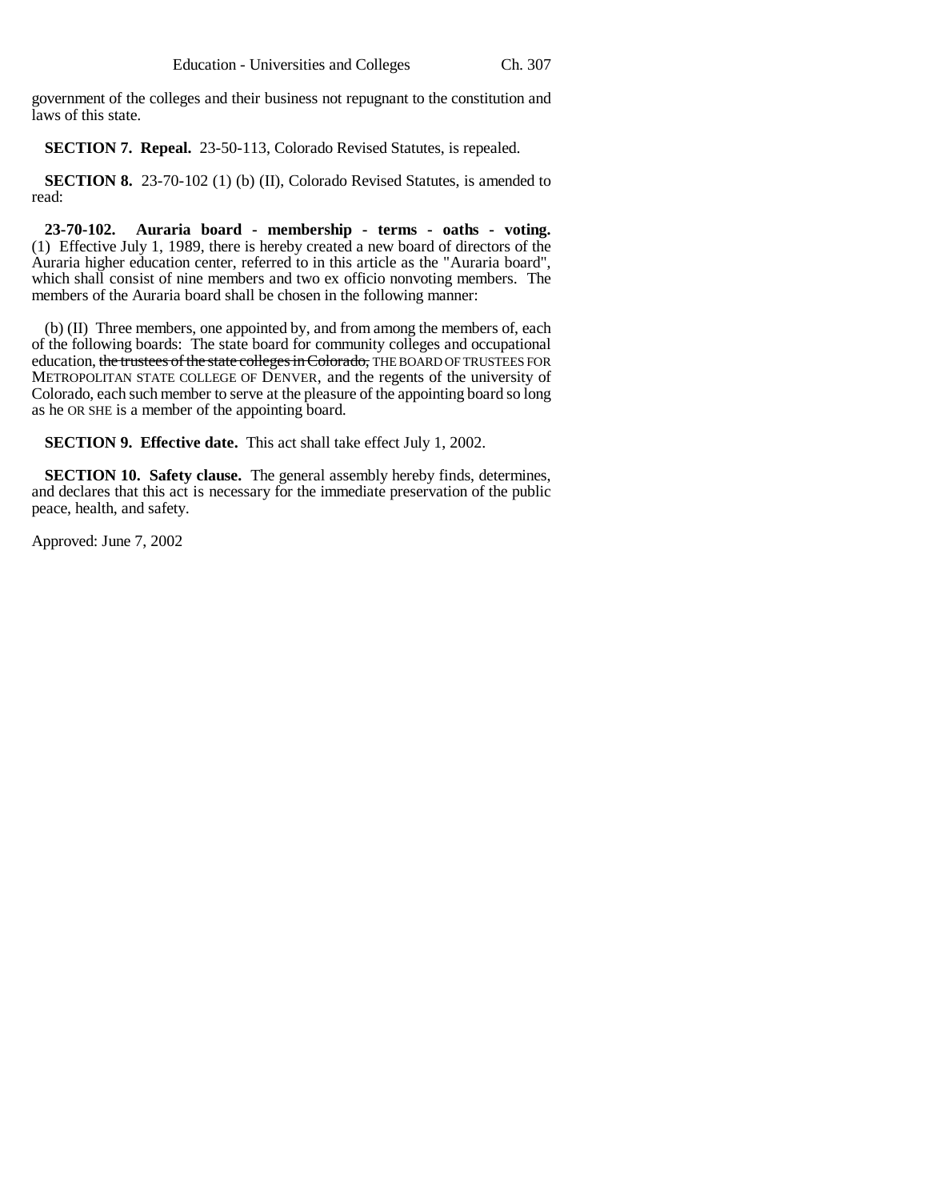government of the colleges and their business not repugnant to the constitution and laws of this state.

**SECTION 7. Repeal.** 23-50-113, Colorado Revised Statutes, is repealed.

**SECTION 8.** 23-70-102 (1) (b) (II), Colorado Revised Statutes, is amended to read:

**23-70-102. Auraria board - membership - terms - oaths - voting.** (1) Effective July 1, 1989, there is hereby created a new board of directors of the Auraria higher education center, referred to in this article as the "Auraria board", which shall consist of nine members and two ex officio nonvoting members. The members of the Auraria board shall be chosen in the following manner:

(b) (II) Three members, one appointed by, and from among the members of, each of the following boards: The state board for community colleges and occupational education, ~~the trustees of the state colleges in Colorado,~~ THE BOARD OF TRUSTEES FOR METROPOLITAN STATE COLLEGE OF DENVER, and the regents of the university of Colorado, each such member to serve at the pleasure of the appointing board so long as he OR SHE is a member of the appointing board.

**SECTION 9. Effective date.** This act shall take effect July 1, 2002.

**SECTION 10. Safety clause.** The general assembly hereby finds, determines, and declares that this act is necessary for the immediate preservation of the public peace, health, and safety.

Approved: June 7, 2002